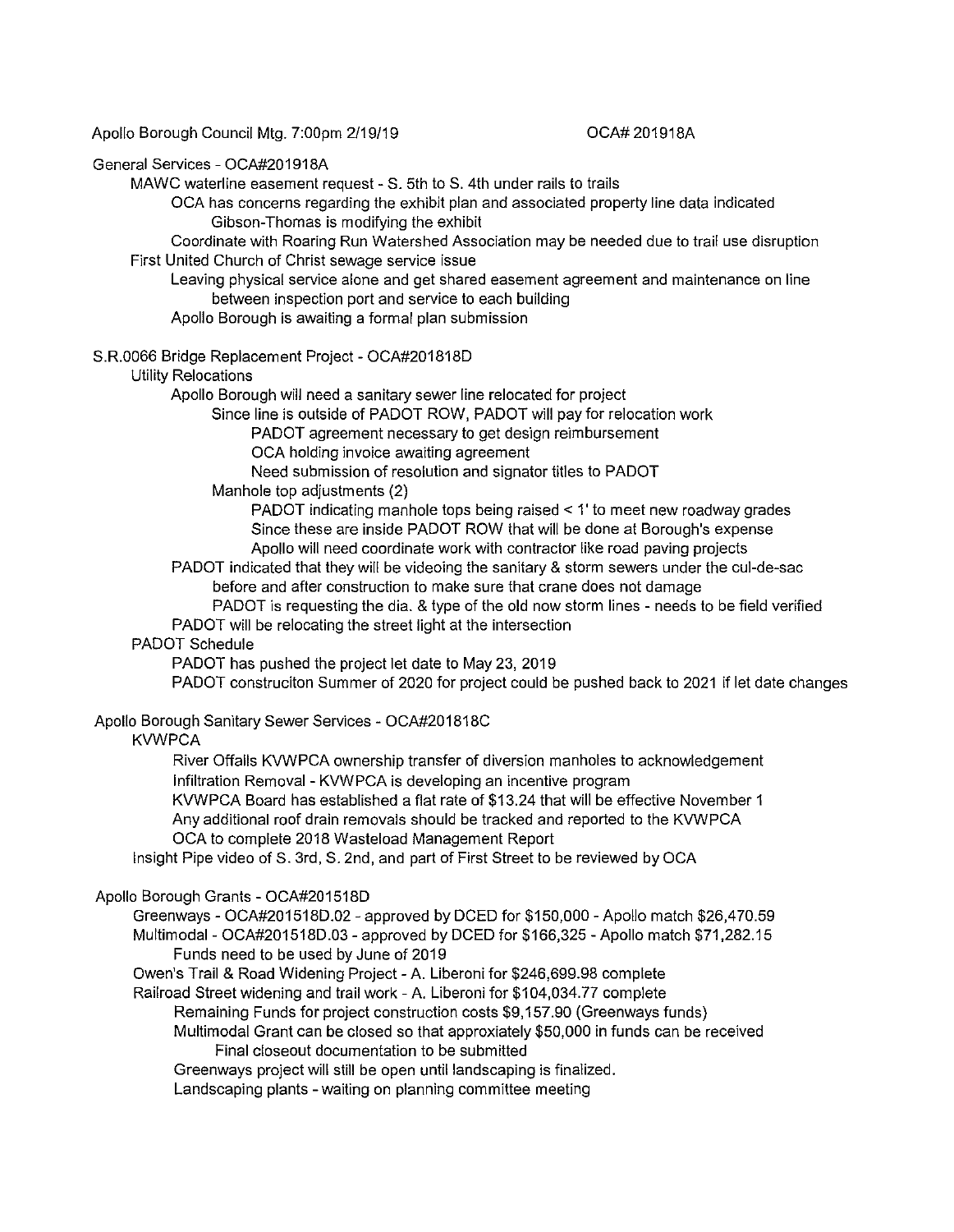Apollo Borough Council Mtg. 7:00pm 2/19/19 OCA# 201918A

General Services - OCA#201918A

- MAWC waterline easement request - S. 5th to S. 4th under rails to trails
  - OCA has concerns regarding the exhibit plan and associated property line data indicated
    - Gibson-Thomas is modifying the exhibit
  - Coordinate with Roaring Run Watershed Association may be needed due to trail use disruption
- First United Church of Christ sewage service issue
  - Leaving physical service alone and get shared easement agreement and maintenance on line
    - between inspection port and service to each building
  - Apollo Borough is awaiting a formal plan submission

S.R.0066 Bridge Replacement Project - OCA#201818D

- Utility Relocations
  - Apollo Borough will need a sanitary sewer line relocated for project
    - Since line is outside of PADOT ROW, PADOT will pay for relocation work
      - PADOT agreement necessary to get design reimbursement
      - OCA holding invoice awaiting agreement
      - Need submission of resolution and signator titles to PADOT
    - Manhole top adjustments (2)
      - PADOT indicating manhole tops being raised < 1' to meet new roadway grades
      - Since these are inside PADOT ROW that will be done at Borough's expense
      - Apollo will need coordinate work with contractor like road paving projects
  - PADOT indicated that they will be videoing the sanitary & storm sewers under the cul-de-sac
    - before and after construction to make sure that crane does not damage
    - PADOT is requesting the dia. & type of the old now storm lines - needs to be field verified
  - PADOT will be relocating the street light at the intersection
- PADOT Schedule
  - PADOT has pushed the project let date to May 23, 2019
  - PADOT construciton Summer of 2020 for project could be pushed back to 2021 if let date changes

Apollo Borough Sanitary Sewer Services - OCA#201818C

- KVWPCA
  - River Offalls KVWPCA ownership transfer of diversion manholes to acknowledgement
  - Infiltration Removal - KVWPCA is developing an incentive program
  - KVWPCA Board has established a flat rate of $13.24 that will be effective November 1
  - Any additional roof drain removals should be tracked and reported to the KVWPCA
  - OCA to complete 2018 Wasteload Management Report
- Insight Pipe video of S. 3rd, S. 2nd, and part of First Street to be reviewed by OCA

Apollo Borough Grants - OCA#201518D

- Greenways - OCA#201518D.02 - approved by DCED for $150,000 - Apollo match $26,470.59
- Multimodal - OCA#201518D.03 - approved by DCED for $166,325 - Apollo match $71,282.15
  - Funds need to be used by June of 2019
- Owen's Trail & Road Widening Project - A. Liberoni for $246,699.98 complete
- Railroad Street widening and trail work - A. Liberoni for $104,034.77 complete
  - Remaining Funds for project construction costs $9,157.90 (Greenways funds)
  - Multimodal Grant can be closed so that approxiately $50,000 in funds can be received
    - Final closeout documentation to be submitted
  - Greenways project will still be open until landscaping is finalized.
  - Landscaping plants - waiting on planning committee meeting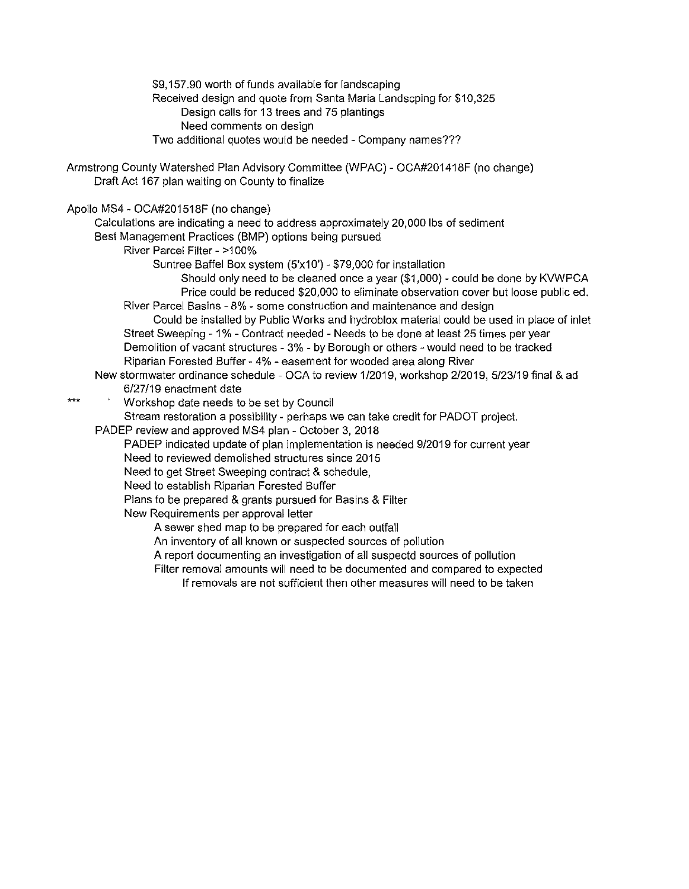- $9,157.90 worth of funds available for landscaping
- Received design and quote from Santa Maria Landscping for $10,325
  - Design calls for 13 trees and 75 plantings
  - Need comments on design
- Two additional quotes would be needed - Company names???

Armstrong County Watershed Plan Advisory Committee (WPAC) - OCA#201418F (no change)

- Draft Act 167 plan waiting on County to finalize

Apollo MS4 - OCA#201518F (no change)

- Calculations are indicating a need to address approximately 20,000 lbs of sediment
- Best Management Practices (BMP) options being pursued
  - River Parcel Filter - >100%
    - Suntree Baffel Box system (5'x10') - $79,000 for installation
      - Should only need to be cleaned once a year ($1,000) - could be done by KVWPCA
      - Price could be reduced $20,000 to eliminate observation cover but loose public ed.
  - River Parcel Basins - 8% - some construction and maintenance and design
    - Could be installed by Public Works and hydroblox material could be used in place of inlet
  - Street Sweeping - 1% - Contract needed - Needs to be done at least 25 times per year
  - Demolition of vacant structures - 3% - by Borough or others - would need to be tracked
  - Riparian Forested Buffer - 4% - easement for wooded area along River
- New stormwater ordinance schedule - OCA to review 1/2019, workshop 2/2019, 5/23/19 final & ad 6/27/19 enactment date
  - *** Workshop date needs to be set by Council
  - Stream restoration a possibility - perhaps we can take credit for PADOT project.
- PADEP review and approved MS4 plan - October 3, 2018
  - PADEP indicated update of plan implementation is needed 9/2019 for current year
  - Need to reviewed demolished structures since 2015
  - Need to get Street Sweeping contract & schedule,
  - Need to establish Riparian Forested Buffer
  - Plans to be prepared & grants pursued for Basins & Filter
  - New Requirements per approval letter
    - A sewer shed map to be prepared for each outfall
    - An inventory of all known or suspected sources of pollution
    - A report documenting an investigation of all suspectd sources of pollution
    - Filter removal amounts will need to be documented and compared to expected
      - If removals are not sufficient then other measures will need to be taken